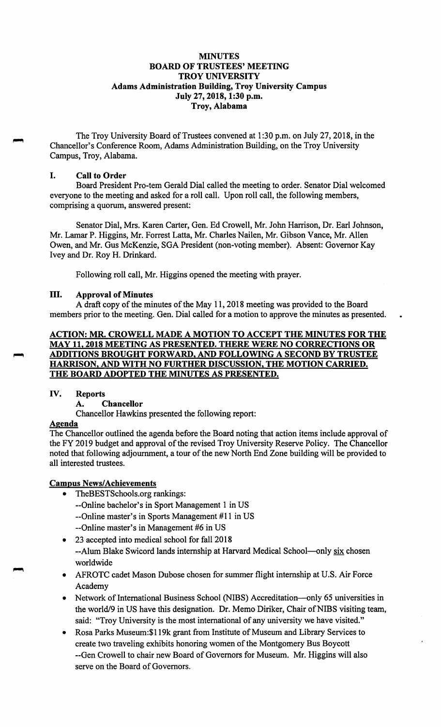# MINUTES
# BOARD OF TRUSTEES' MEETING
# TROY UNIVERSITY
## Adams Administration Building, Troy University Campus
## July 27, 2018, 1:30 p.m.
## Troy, Alabama

The Troy University Board of Trustees convened at 1:30 p.m. on July 27, 2018, in the Chancellor's Conference Room, Adams Administration Building, on the Troy University Campus, Troy, Alabama.

## I. Call to Order

Board President Pro-tem Gerald Dial called the meeting to order. Senator Dial welcomed everyone to the meeting and asked for a roll call. Upon roll call, the following members, comprising a quorum, answered present:

Senator Dial, Mrs. Karen Carter, Gen. Ed Crowell, Mr. John Harrison, Dr. Earl Johnson, Mr. Lamar P. Higgins, Mr. Forrest Latta, Mr. Charles Nailen, Mr. Gibson Vance, Mr. Allen Owen, and Mr. Gus McKenzie, SGA President (non-voting member). Absent: Governor Kay Ivey and Dr. Roy H. Drinkard.

Following roll call, Mr. Higgins opened the meeting with prayer.

## III. Approval of Minutes

A draft copy of the minutes of the May 11, 2018 meeting was provided to the Board members prior to the meeting. Gen. Dial called for a motion to approve the minutes as presented.

**ACTION: MR. CROWELL MADE A MOTION TO ACCEPT THE MINUTES FOR THE MAY 11, 2018 MEETING AS PRESENTED. THERE WERE NO CORRECTIONS OR ADDITIONS BROUGHT FORWARD, AND FOLLOWING A SECOND BY TRUSTEE HARRISON, AND WITH NO FURTHER DISCUSSION, THE MOTION CARRIED. THE BOARD ADOPTED THE MINUTES AS PRESENTED.**

## IV. Reports

### A. Chancellor

Chancellor Hawkins presented the following report:

**Agenda**

The Chancellor outlined the agenda before the Board noting that action items include approval of the FY 2019 budget and approval of the revised Troy University Reserve Policy. The Chancellor noted that following adjournment, a tour of the new North End Zone building will be provided to all interested trustees.

**Campus News/Achievements**

- TheBESTSchools.org rankings:
  - --Online bachelor's in Sport Management 1 in US
  - --Online master's in Sports Management #11 in US
  - --Online master's in Management #6 in US
- 23 accepted into medical school for fall 2018
  - --Alum Blake Swicord lands internship at Harvard Medical School—only six chosen worldwide
- AFROTC cadet Mason Dubose chosen for summer flight internship at U.S. Air Force Academy
- Network of International Business School (NIBS) Accreditation—only 65 universities in the world/9 in US have this designation. Dr. Memo Diriker, Chair of NIBS visiting team, said: "Troy University is the most international of any university we have visited."
- Rosa Parks Museum:$119k grant from Institute of Museum and Library Services to create two traveling exhibits honoring women of the Montgomery Bus Boycott
  - --Gen Crowell to chair new Board of Governors for Museum. Mr. Higgins will also serve on the Board of Governors.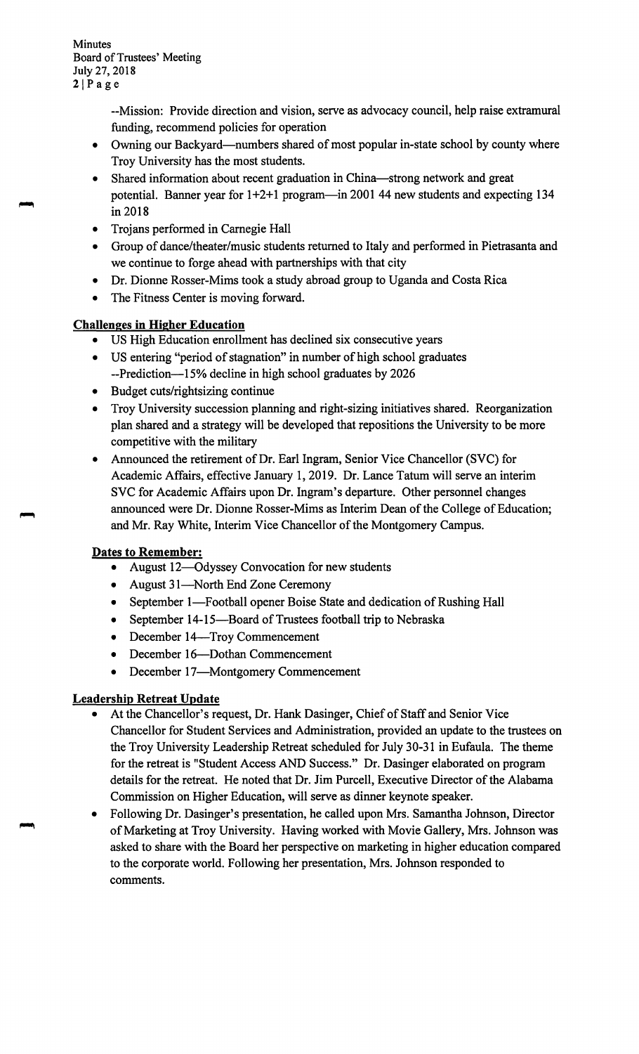--Mission: Provide direction and vision, serve as advocacy council, help raise extramural funding, recommend policies for operation

- Owning our Backyard—numbers shared of most popular in-state school by county where Troy University has the most students.
- Shared information about recent graduation in China—strong network and great potential. Banner year for 1+2+1 program—in 2001 44 new students and expecting 134 in 2018
- Trojans performed in Carnegie Hall
- Group of dance/theater/music students returned to Italy and performed in Pietrasanta and we continue to forge ahead with partnerships with that city
- Dr. Dionne Rosser-Mims took a study abroad group to Uganda and Costa Rica
- The Fitness Center is moving forward.

## Challenges in Higher Education

- US High Education enrollment has declined six consecutive years
- US entering "period of stagnation" in number of high school graduates
  --Prediction—15% decline in high school graduates by 2026
- Budget cuts/rightsizing continue
- Troy University succession planning and right-sizing initiatives shared. Reorganization plan shared and a strategy will be developed that repositions the University to be more competitive with the military
- Announced the retirement of Dr. Earl Ingram, Senior Vice Chancellor (SVC) for Academic Affairs, effective January 1, 2019. Dr. Lance Tatum will serve an interim SVC for Academic Affairs upon Dr. Ingram's departure. Other personnel changes announced were Dr. Dionne Rosser-Mims as Interim Dean of the College of Education; and Mr. Ray White, Interim Vice Chancellor of the Montgomery Campus.

## Dates to Remember:

- August 12—Odyssey Convocation for new students
- August 31—North End Zone Ceremony
- September 1—Football opener Boise State and dedication of Rushing Hall
- September 14-15—Board of Trustees football trip to Nebraska
- December 14—Troy Commencement
- December 16—Dothan Commencement
- December 17—Montgomery Commencement

## Leadership Retreat Update

- At the Chancellor's request, Dr. Hank Dasinger, Chief of Staff and Senior Vice Chancellor for Student Services and Administration, provided an update to the trustees on the Troy University Leadership Retreat scheduled for July 30-31 in Eufaula. The theme for the retreat is "Student Access AND Success." Dr. Dasinger elaborated on program details for the retreat. He noted that Dr. Jim Purcell, Executive Director of the Alabama Commission on Higher Education, will serve as dinner keynote speaker.
- Following Dr. Dasinger's presentation, he called upon Mrs. Samantha Johnson, Director of Marketing at Troy University. Having worked with Movie Gallery, Mrs. Johnson was asked to share with the Board her perspective on marketing in higher education compared to the corporate world. Following her presentation, Mrs. Johnson responded to comments.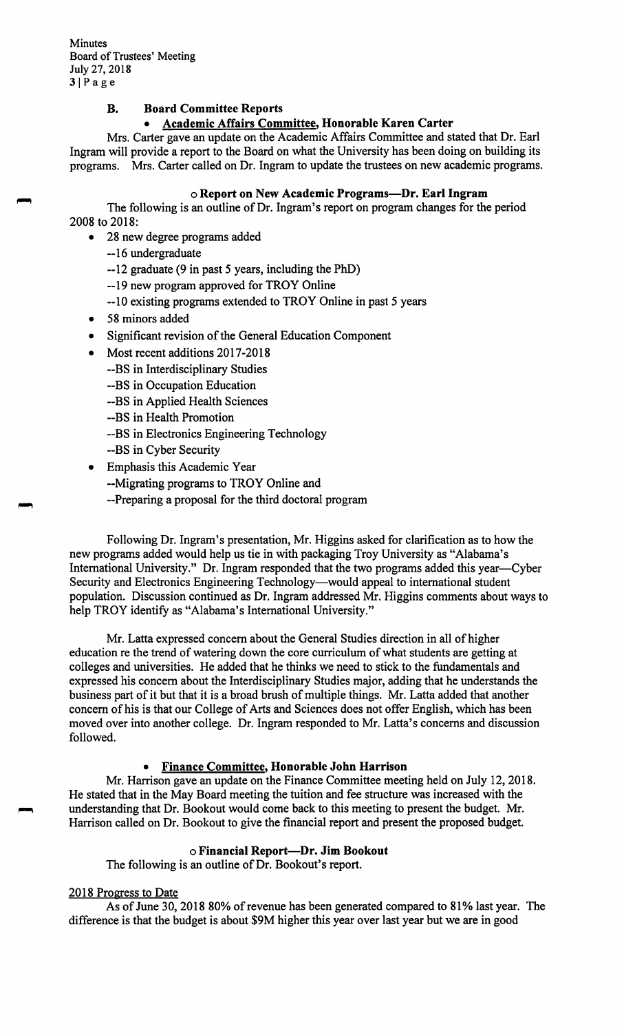### B. Board Committee Reports

- **Academic Affairs Committee, Honorable Karen Carter**

Mrs. Carter gave an update on the Academic Affairs Committee and stated that Dr. Earl Ingram will provide a report to the Board on what the University has been doing on building its programs. Mrs. Carter called on Dr. Ingram to update the trustees on new academic programs.

#### o Report on New Academic Programs—Dr. Earl Ingram

The following is an outline of Dr. Ingram's report on program changes for the period 2008 to 2018:

- 28 new degree programs added
  - --16 undergraduate
  - --12 graduate (9 in past 5 years, including the PhD)
  - --19 new program approved for TROY Online
  - --10 existing programs extended to TROY Online in past 5 years
- 58 minors added
- Significant revision of the General Education Component
- Most recent additions 2017-2018
  - --BS in Interdisciplinary Studies
  - --BS in Occupation Education
  - --BS in Applied Health Sciences
  - --BS in Health Promotion
  - --BS in Electronics Engineering Technology
  - --BS in Cyber Security
- Emphasis this Academic Year
  - --Migrating programs to TROY Online and
  - --Preparing a proposal for the third doctoral program

Following Dr. Ingram's presentation, Mr. Higgins asked for clarification as to how the new programs added would help us tie in with packaging Troy University as "Alabama's International University." Dr. Ingram responded that the two programs added this year—Cyber Security and Electronics Engineering Technology—would appeal to international student population. Discussion continued as Dr. Ingram addressed Mr. Higgins comments about ways to help TROY identify as "Alabama's International University."

Mr. Latta expressed concern about the General Studies direction in all of higher education re the trend of watering down the core curriculum of what students are getting at colleges and universities. He added that he thinks we need to stick to the fundamentals and expressed his concern about the Interdisciplinary Studies major, adding that he understands the business part of it but that it is a broad brush of multiple things. Mr. Latta added that another concern of his is that our College of Arts and Sciences does not offer English, which has been moved over into another college. Dr. Ingram responded to Mr. Latta's concerns and discussion followed.

- **Finance Committee, Honorable John Harrison**

Mr. Harrison gave an update on the Finance Committee meeting held on July 12, 2018. He stated that in the May Board meeting the tuition and fee structure was increased with the understanding that Dr. Bookout would come back to this meeting to present the budget. Mr. Harrison called on Dr. Bookout to give the financial report and present the proposed budget.

#### o Financial Report—Dr. Jim Bookout

The following is an outline of Dr. Bookout's report.

2018 Progress to Date

As of June 30, 2018 80% of revenue has been generated compared to 81% last year. The difference is that the budget is about $9M higher this year over last year but we are in good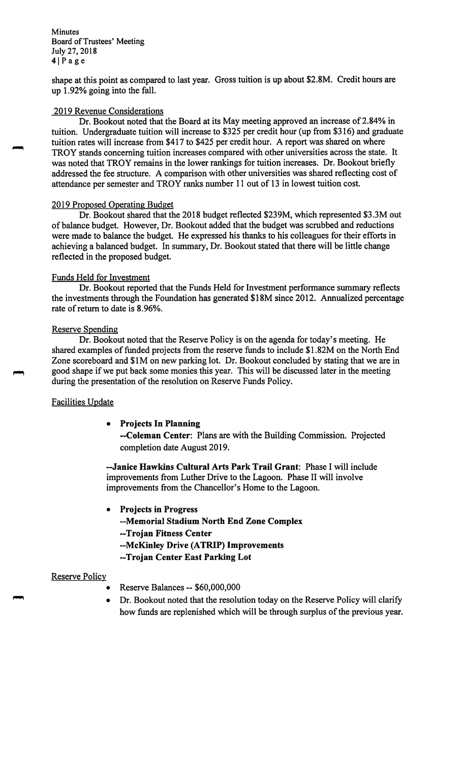shape at this point as compared to last year. Gross tuition is up about $2.8M. Credit hours are up 1.92% going into the fall.

## 2019 Revenue Considerations

Dr. Bookout noted that the Board at its May meeting approved an increase of 2.84% in tuition. Undergraduate tuition will increase to $325 per credit hour (up from $316) and graduate tuition rates will increase from $417 to $425 per credit hour. A report was shared on where TROY stands concerning tuition increases compared with other universities across the state. It was noted that TROY remains in the lower rankings for tuition increases. Dr. Bookout briefly addressed the fee structure. A comparison with other universities was shared reflecting cost of attendance per semester and TROY ranks number 11 out of 13 in lowest tuition cost.

## 2019 Proposed Operating Budget

Dr. Bookout shared that the 2018 budget reflected $239M, which represented $3.3M out of balance budget. However, Dr. Bookout added that the budget was scrubbed and reductions were made to balance the budget. He expressed his thanks to his colleagues for their efforts in achieving a balanced budget. In summary, Dr. Bookout stated that there will be little change reflected in the proposed budget.

## Funds Held for Investment

Dr. Bookout reported that the Funds Held for Investment performance summary reflects the investments through the Foundation has generated $18M since 2012. Annualized percentage rate of return to date is 8.96%.

## Reserve Spending

Dr. Bookout noted that the Reserve Policy is on the agenda for today's meeting. He shared examples of funded projects from the reserve funds to include $1.82M on the North End Zone scoreboard and $1M on new parking lot. Dr. Bookout concluded by stating that we are in good shape if we put back some monies this year. This will be discussed later in the meeting during the presentation of the resolution on Reserve Funds Policy.

## Facilities Update

- **Projects In Planning**

  **--Coleman Center**: Plans are with the Building Commission. Projected completion date August 2019.

  **--Janice Hawkins Cultural Arts Park Trail Grant**: Phase I will include improvements from Luther Drive to the Lagoon. Phase II will involve improvements from the Chancellor's Home to the Lagoon.

- **Projects in Progress**

  **--Memorial Stadium North End Zone Complex**
  **--Trojan Fitness Center**
  **--McKinley Drive (ATRIP) Improvements**
  **--Trojan Center East Parking Lot**

## Reserve Policy

- Reserve Balances -- $60,000,000
- Dr. Bookout noted that the resolution today on the Reserve Policy will clarify how funds are replenished which will be through surplus of the previous year.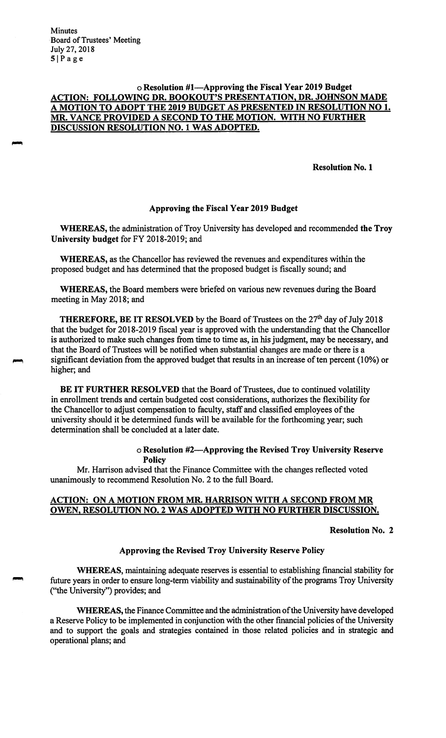- **Resolution #1—Approving the Fiscal Year 2019 Budget**

**ACTION: FOLLOWING DR. BOOKOUT'S PRESENTATION, DR. JOHNSON MADE A MOTION TO ADOPT THE 2019 BUDGET AS PRESENTED IN RESOLUTION NO 1. MR. VANCE PROVIDED A SECOND TO THE MOTION. WITH NO FURTHER DISCUSSION RESOLUTION NO. 1 WAS ADOPTED.**

**Resolution No. 1**

**Approving the Fiscal Year 2019 Budget**

**WHEREAS,** the administration of Troy University has developed and recommended **the Troy University budget** for FY 2018-2019; and

**WHEREAS,** as the Chancellor has reviewed the revenues and expenditures within the proposed budget and has determined that the proposed budget is fiscally sound; and

**WHEREAS,** the Board members were briefed on various new revenues during the Board meeting in May 2018; and

**THEREFORE, BE IT RESOLVED** by the Board of Trustees on the 27th day of July 2018 that the budget for 2018-2019 fiscal year is approved with the understanding that the Chancellor is authorized to make such changes from time to time as, in his judgment, may be necessary, and that the Board of Trustees will be notified when substantial changes are made or there is a significant deviation from the approved budget that results in an increase of ten percent (10%) or higher; and

**BE IT FURTHER RESOLVED** that the Board of Trustees, due to continued volatility in enrollment trends and certain budgeted cost considerations, authorizes the flexibility for the Chancellor to adjust compensation to faculty, staff and classified employees of the university should it be determined funds will be available for the forthcoming year; such determination shall be concluded at a later date.

- **Resolution #2—Approving the Revised Troy University Reserve Policy**

Mr. Harrison advised that the Finance Committee with the changes reflected voted unanimously to recommend Resolution No. 2 to the full Board.

**ACTION: ON A MOTION FROM MR. HARRISON WITH A SECOND FROM MR OWEN, RESOLUTION NO. 2 WAS ADOPTED WITH NO FURTHER DISCUSSION.**

**Resolution No. 2**

**Approving the Revised Troy University Reserve Policy**

**WHEREAS,** maintaining adequate reserves is essential to establishing financial stability for future years in order to ensure long-term viability and sustainability of the programs Troy University ("the University") provides; and

**WHEREAS,** the Finance Committee and the administration of the University have developed a Reserve Policy to be implemented in conjunction with the other financial policies of the University and to support the goals and strategies contained in those related policies and in strategic and operational plans; and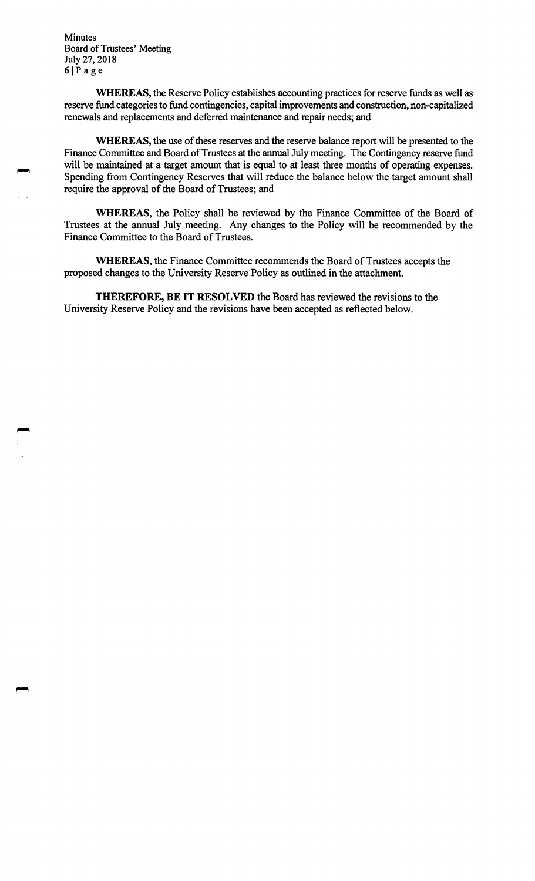**WHEREAS,** the Reserve Policy establishes accounting practices for reserve funds as well as reserve fund categories to fund contingencies, capital improvements and construction, non-capitalized renewals and replacements and deferred maintenance and repair needs; and

**WHEREAS,** the use of these reserves and the reserve balance report will be presented to the Finance Committee and Board of Trustees at the annual July meeting. The Contingency reserve fund will be maintained at a target amount that is equal to at least three months of operating expenses. Spending from Contingency Reserves that will reduce the balance below the target amount shall require the approval of the Board of Trustees; and

**WHEREAS,** the Policy shall be reviewed by the Finance Committee of the Board of Trustees at the annual July meeting. Any changes to the Policy will be recommended by the Finance Committee to the Board of Trustees.

**WHEREAS,** the Finance Committee recommends the Board of Trustees accepts the proposed changes to the University Reserve Policy as outlined in the attachment.

**THEREFORE, BE IT RESOLVED** the Board has reviewed the revisions to the University Reserve Policy and the revisions have been accepted as reflected below.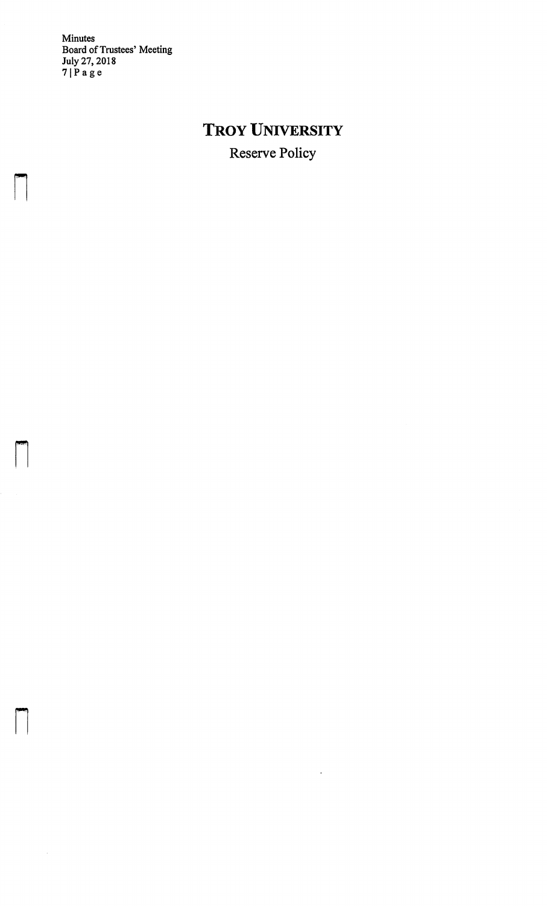# TROY UNIVERSITY

Reserve Policy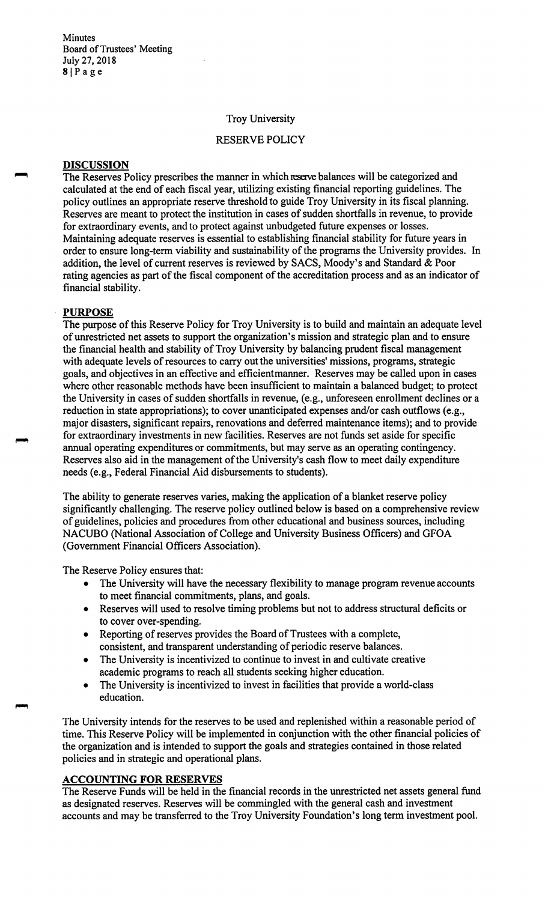Troy University

RESERVE POLICY

**DISCUSSION**

The Reserves Policy prescribes the manner in which reserve balances will be categorized and calculated at the end of each fiscal year, utilizing existing financial reporting guidelines. The policy outlines an appropriate reserve threshold to guide Troy University in its fiscal planning. Reserves are meant to protect the institution in cases of sudden shortfalls in revenue, to provide for extraordinary events, and to protect against unbudgeted future expenses or losses. Maintaining adequate reserves is essential to establishing financial stability for future years in order to ensure long-term viability and sustainability of the programs the University provides. In addition, the level of current reserves is reviewed by SACS, Moody's and Standard & Poor rating agencies as part of the fiscal component of the accreditation process and as an indicator of financial stability.

**PURPOSE**

The purpose of this Reserve Policy for Troy University is to build and maintain an adequate level of unrestricted net assets to support the organization's mission and strategic plan and to ensure the financial health and stability of Troy University by balancing prudent fiscal management with adequate levels of resources to carry out the universities' missions, programs, strategic goals, and objectives in an effective and efficientmanner. Reserves may be called upon in cases where other reasonable methods have been insufficient to maintain a balanced budget; to protect the University in cases of sudden shortfalls in revenue, (e.g., unforeseen enrollment declines or a reduction in state appropriations); to cover unanticipated expenses and/or cash outflows (e.g., major disasters, significant repairs, renovations and deferred maintenance items); and to provide for extraordinary investments in new facilities. Reserves are not funds set aside for specific annual operating expenditures or commitments, but may serve as an operating contingency. Reserves also aid in the management of the University's cash flow to meet daily expenditure needs (e.g., Federal Financial Aid disbursements to students).

The ability to generate reserves varies, making the application of a blanket reserve policy significantly challenging. The reserve policy outlined below is based on a comprehensive review of guidelines, policies and procedures from other educational and business sources, including NACUBO (National Association of College and University Business Officers) and GFOA (Government Financial Officers Association).

The Reserve Policy ensures that:

- The University will have the necessary flexibility to manage program revenue accounts to meet financial commitments, plans, and goals.
- Reserves will used to resolve timing problems but not to address structural deficits or to cover over-spending.
- Reporting of reserves provides the Board of Trustees with a complete, consistent, and transparent understanding of periodic reserve balances.
- The University is incentivized to continue to invest in and cultivate creative academic programs to reach all students seeking higher education.
- The University is incentivized to invest in facilities that provide a world-class education.

The University intends for the reserves to be used and replenished within a reasonable period of time. This Reserve Policy will be implemented in conjunction with the other financial policies of the organization and is intended to support the goals and strategies contained in those related policies and in strategic and operational plans.

**ACCOUNTING FOR RESERVES**

The Reserve Funds will be held in the financial records in the unrestricted net assets general fund as designated reserves. Reserves will be commingled with the general cash and investment accounts and may be transferred to the Troy University Foundation's long term investment pool.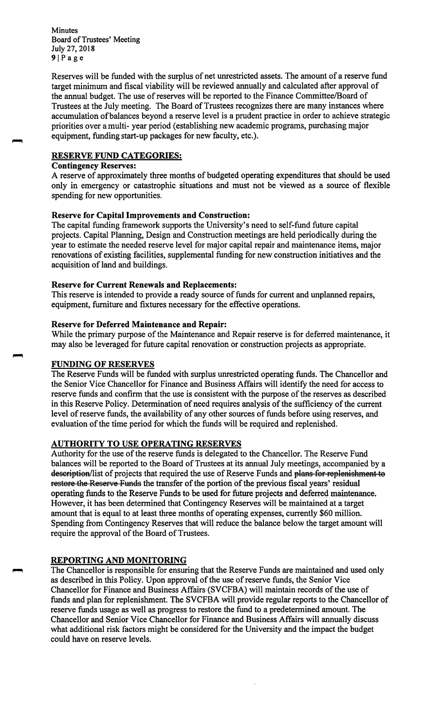Reserves will be funded with the surplus of net unrestricted assets. The amount of a reserve fund target minimum and fiscal viability will be reviewed annually and calculated after approval of the annual budget. The use of reserves will be reported to the Finance Committee/Board of Trustees at the July meeting. The Board of Trustees recognizes there are many instances where accumulation of balances beyond a reserve level is a prudent practice in order to achieve strategic priorities over a multi- year period (establishing new academic programs, purchasing major equipment, funding start-up packages for new faculty, etc.).

## RESERVE FUND CATEGORIES:

**Contingency Reserves:**
A reserve of approximately three months of budgeted operating expenditures that should be used only in emergency or catastrophic situations and must not be viewed as a source of flexible spending for new opportunities.

**Reserve for Capital Improvements and Construction:**
The capital funding framework supports the University's need to self-fund future capital projects. Capital Planning, Design and Construction meetings are held periodically during the year to estimate the needed reserve level for major capital repair and maintenance items, major renovations of existing facilities, supplemental funding for new construction initiatives and the acquisition of land and buildings.

**Reserve for Current Renewals and Replacements:**
This reserve is intended to provide a ready source of funds for current and unplanned repairs, equipment, furniture and fixtures necessary for the effective operations.

**Reserve for Deferred Maintenance and Repair:**
While the primary purpose of the Maintenance and Repair reserve is for deferred maintenance, it may also be leveraged for future capital renovation or construction projects as appropriate.

## FUNDING OF RESERVES

The Reserve Funds will be funded with surplus unrestricted operating funds. The Chancellor and the Senior Vice Chancellor for Finance and Business Affairs will identify the need for access to reserve funds and confirm that the use is consistent with the purpose of the reserves as described in this Reserve Policy. Determination of need requires analysis of the sufficiency of the current level of reserve funds, the availability of any other sources of funds before using reserves, and evaluation of the time period for which the funds will be required and replenished.

## AUTHORITY TO USE OPERATING RESERVES

Authority for the use of the reserve funds is delegated to the Chancellor. The Reserve Fund balances will be reported to the Board of Trustees at its annual July meetings, accompanied by a ~~description~~/list of projects that required the use of Reserve Funds and ~~plans for replenishment to restore the Reserve Funds~~ the transfer of the portion of the previous fiscal years' residual operating funds to the Reserve Funds to be used for future projects and deferred maintenance. However, it has been determined that Contingency Reserves will be maintained at a target amount that is equal to at least three months of operating expenses, currently $60 million. Spending from Contingency Reserves that will reduce the balance below the target amount will require the approval of the Board of Trustees.

## REPORTING AND MONITORING

The Chancellor is responsible for ensuring that the Reserve Funds are maintained and used only as described in this Policy. Upon approval of the use of reserve funds, the Senior Vice Chancellor for Finance and Business Affairs (SVCFBA) will maintain records of the use of funds and plan for replenishment. The SVCFBA will provide regular reports to the Chancellor of reserve funds usage as well as progress to restore the fund to a predetermined amount. The Chancellor and Senior Vice Chancellor for Finance and Business Affairs will annually discuss what additional risk factors might be considered for the University and the impact the budget could have on reserve levels.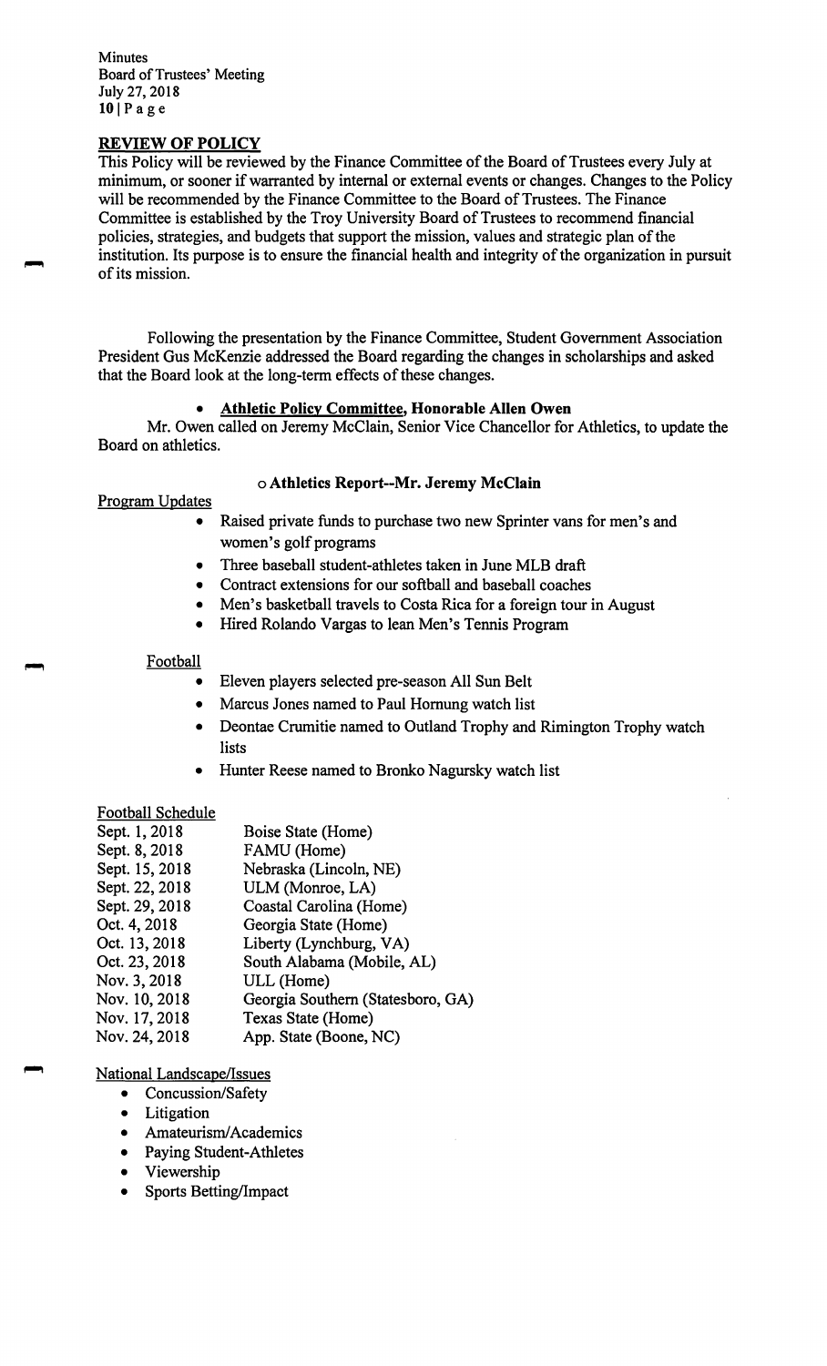## REVIEW OF POLICY

This Policy will be reviewed by the Finance Committee of the Board of Trustees every July at minimum, or sooner if warranted by internal or external events or changes. Changes to the Policy will be recommended by the Finance Committee to the Board of Trustees. The Finance Committee is established by the Troy University Board of Trustees to recommend financial policies, strategies, and budgets that support the mission, values and strategic plan of the institution. Its purpose is to ensure the financial health and integrity of the organization in pursuit of its mission.

Following the presentation by the Finance Committee, Student Government Association President Gus McKenzie addressed the Board regarding the changes in scholarships and asked that the Board look at the long-term effects of these changes.

- **Athletic Policy Committee, Honorable Allen Owen**

Mr. Owen called on Jeremy McClain, Senior Vice Chancellor for Athletics, to update the Board on athletics.

- **Athletics Report--Mr. Jeremy McClain**

Program Updates

- Raised private funds to purchase two new Sprinter vans for men's and women's golf programs
- Three baseball student-athletes taken in June MLB draft
- Contract extensions for our softball and baseball coaches
- Men's basketball travels to Costa Rica for a foreign tour in August
- Hired Rolando Vargas to lean Men's Tennis Program

Football

- Eleven players selected pre-season All Sun Belt
- Marcus Jones named to Paul Hornung watch list
- Deontae Crumitie named to Outland Trophy and Rimington Trophy watch lists
- Hunter Reese named to Bronko Nagursky watch list

Football Schedule

| | |
|---|---|
| Sept. 1, 2018 | Boise State (Home) |
| Sept. 8, 2018 | FAMU (Home) |
| Sept. 15, 2018 | Nebraska (Lincoln, NE) |
| Sept. 22, 2018 | ULM (Monroe, LA) |
| Sept. 29, 2018 | Coastal Carolina (Home) |
| Oct. 4, 2018 | Georgia State (Home) |
| Oct. 13, 2018 | Liberty (Lynchburg, VA) |
| Oct. 23, 2018 | South Alabama (Mobile, AL) |
| Nov. 3, 2018 | ULL (Home) |
| Nov. 10, 2018 | Georgia Southern (Statesboro, GA) |
| Nov. 17, 2018 | Texas State (Home) |
| Nov. 24, 2018 | App. State (Boone, NC) |

National Landscape/Issues

- Concussion/Safety
- Litigation
- Amateurism/Academics
- Paying Student-Athletes
- Viewership
- Sports Betting/Impact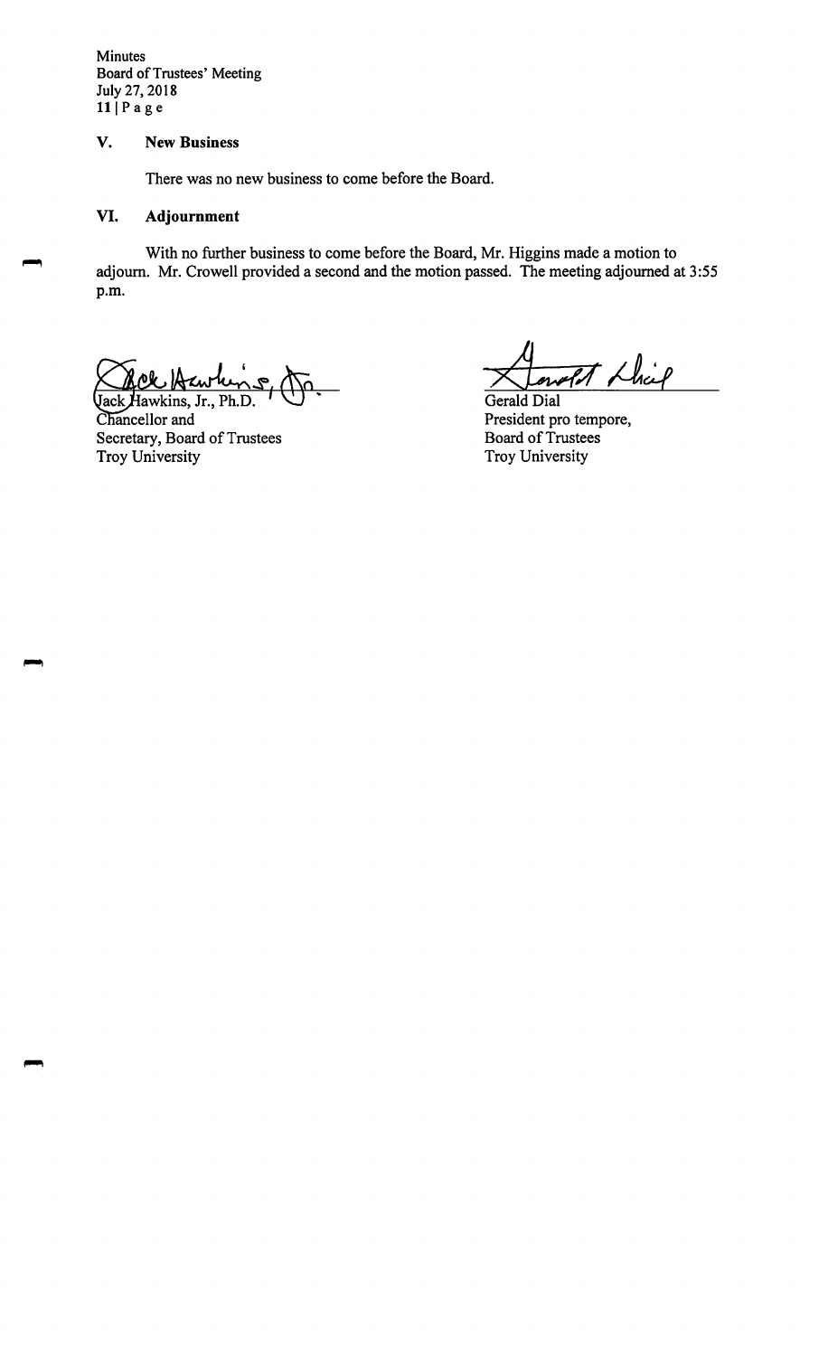## V. New Business

There was no new business to come before the Board.

## VI. Adjournment

With no further business to come before the Board, Mr. Higgins made a motion to adjourn. Mr. Crowell provided a second and the motion passed. The meeting adjourned at 3:55 p.m.

| | |
|---|---|
| Jack Hawkins, Jr., Ph.D. | Gerald Dial |
| Chancellor and | President pro tempore, |
| Secretary, Board of Trustees | Board of Trustees |
| Troy University | Troy University |